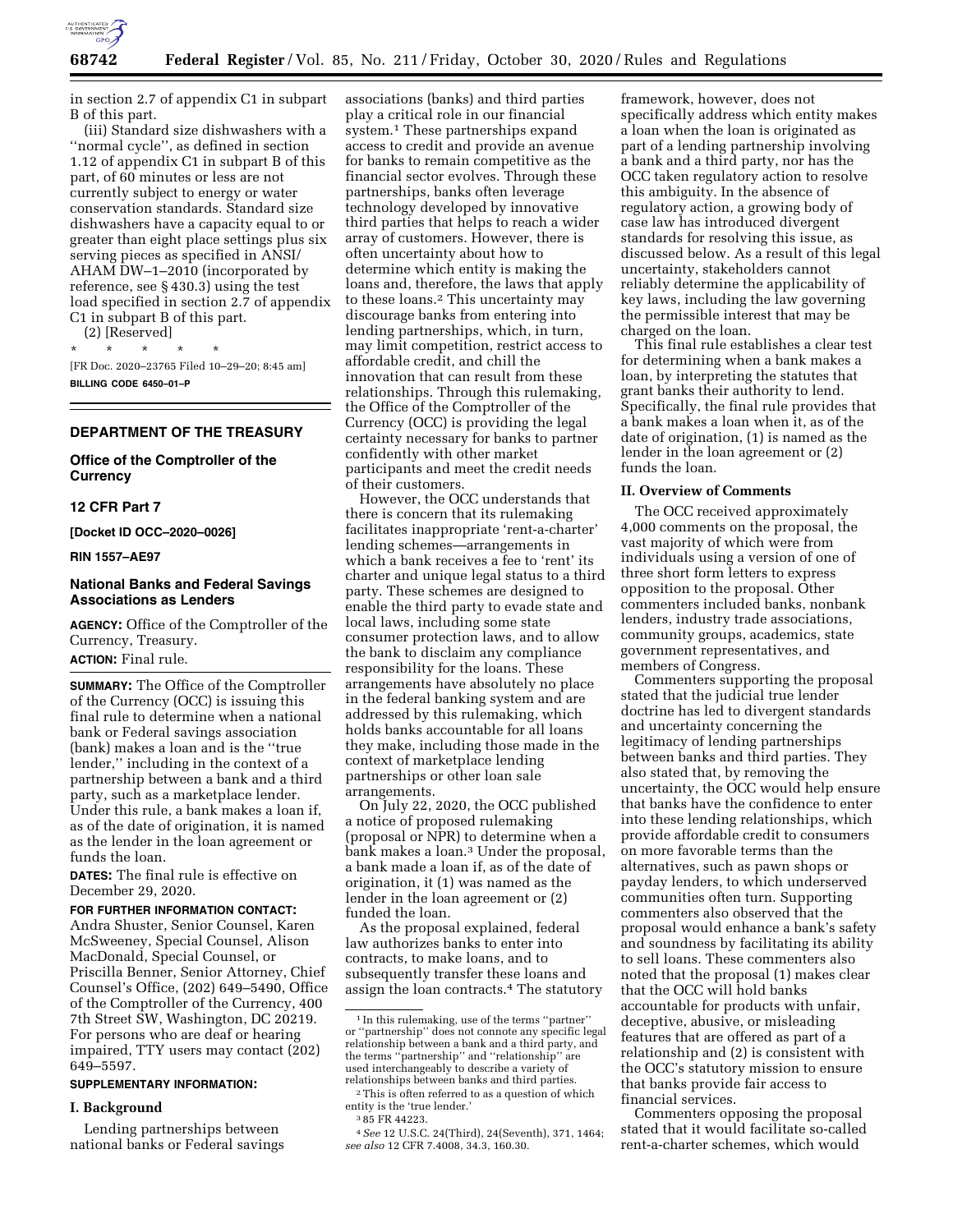in section 2.7 of appendix C1 in subpart B of this part.

(iii) Standard size dishwashers with a ''normal cycle'', as defined in section 1.12 of appendix C1 in subpart B of this part, of 60 minutes or less are not currently subject to energy or water conservation standards. Standard size dishwashers have a capacity equal to or greater than eight place settings plus six serving pieces as specified in ANSI/AHAM DW–1–2010 (incorporated by reference, see § 430.3) using the test load specified in section 2.7 of appendix C1 in subpart B of this part.

(2) [Reserved]

\* \* \* \* \*

[FR Doc. 2020–23765 Filed 10–29–20; 8:45 am]

**BILLING CODE 6450–01–P**

---

## DEPARTMENT OF THE TREASURY

### Office of the Comptroller of the Currency

### 12 CFR Part 7

**[Docket ID OCC–2020–0026]**

**RIN 1557–AE97**

### National Banks and Federal Savings Associations as Lenders

**AGENCY:** Office of the Comptroller of the Currency, Treasury.

**ACTION:** Final rule.

**SUMMARY:** The Office of the Comptroller of the Currency (OCC) is issuing this final rule to determine when a national bank or Federal savings association (bank) makes a loan and is the ''true lender,'' including in the context of a partnership between a bank and a third party, such as a marketplace lender. Under this rule, a bank makes a loan if, as of the date of origination, it is named as the lender in the loan agreement or funds the loan.

**DATES:** The final rule is effective on December 29, 2020.

**FOR FURTHER INFORMATION CONTACT:** Andra Shuster, Senior Counsel, Karen McSweeney, Special Counsel, Alison MacDonald, Special Counsel, or Priscilla Benner, Senior Attorney, Chief Counsel's Office, (202) 649–5490, Office of the Comptroller of the Currency, 400 7th Street SW, Washington, DC 20219. For persons who are deaf or hearing impaired, TTY users may contact (202) 649–5597.

**SUPPLEMENTARY INFORMATION:**

## I. Background

Lending partnerships between national banks or Federal savings associations (banks) and third parties play a critical role in our financial system.[1] These partnerships expand access to credit and provide an avenue for banks to remain competitive as the financial sector evolves. Through these partnerships, banks often leverage technology developed by innovative third parties that helps to reach a wider array of customers. However, there is often uncertainty about how to determine which entity is making the loans and, therefore, the laws that apply to these loans.[2] This uncertainty may discourage banks from entering into lending partnerships, which, in turn, may limit competition, restrict access to affordable credit, and chill the innovation that can result from these relationships. Through this rulemaking, the Office of the Comptroller of the Currency (OCC) is providing the legal certainty necessary for banks to partner confidently with other market participants and meet the credit needs of their customers.

However, the OCC understands that there is concern that its rulemaking facilitates inappropriate 'rent-a-charter' lending schemes—arrangements in which a bank receives a fee to 'rent' its charter and unique legal status to a third party. These schemes are designed to enable the third party to evade state and local laws, including some state consumer protection laws, and to allow the bank to disclaim any compliance responsibility for the loans. These arrangements have absolutely no place in the federal banking system and are addressed by this rulemaking, which holds banks accountable for all loans they make, including those made in the context of marketplace lending partnerships or other loan sale arrangements.

On July 22, 2020, the OCC published a notice of proposed rulemaking (proposal or NPR) to determine when a bank makes a loan.[3] Under the proposal, a bank made a loan if, as of the date of origination, it (1) was named as the lender in the loan agreement or (2) funded the loan.

As the proposal explained, federal law authorizes banks to enter into contracts, to make loans, and to subsequently transfer these loans and assign the loan contracts.[4] The statutory framework, however, does not specifically address which entity makes a loan when the loan is originated as part of a lending partnership involving a bank and a third party, nor has the OCC taken regulatory action to resolve this ambiguity. In the absence of regulatory action, a growing body of case law has introduced divergent standards for resolving this issue, as discussed below. As a result of this legal uncertainty, stakeholders cannot reliably determine the applicability of key laws, including the law governing the permissible interest that may be charged on the loan.

This final rule establishes a clear test for determining when a bank makes a loan, by interpreting the statutes that grant banks their authority to lend. Specifically, the final rule provides that a bank makes a loan when it, as of the date of origination, (1) is named as the lender in the loan agreement or (2) funds the loan.

## II. Overview of Comments

The OCC received approximately 4,000 comments on the proposal, the vast majority of which were from individuals using a version of one of three short form letters to express opposition to the proposal. Other commenters included banks, nonbank lenders, industry trade associations, community groups, academics, state government representatives, and members of Congress.

Commenters supporting the proposal stated that the judicial true lender doctrine has led to divergent standards and uncertainty concerning the legitimacy of lending partnerships between banks and third parties. They also stated that, by removing the uncertainty, the OCC would help ensure that banks have the confidence to enter into these lending relationships, which provide affordable credit to consumers on more favorable terms than the alternatives, such as pawn shops or payday lenders, to which underserved communities often turn. Supporting commenters also observed that the proposal would enhance a bank's safety and soundness by facilitating its ability to sell loans. These commenters also noted that the proposal (1) makes clear that the OCC will hold banks accountable for products with unfair, deceptive, abusive, or misleading features that are offered as part of a relationship and (2) is consistent with the OCC's statutory mission to ensure that banks provide fair access to financial services.

Commenters opposing the proposal stated that it would facilitate so-called rent-a-charter schemes, which would

---

[1] In this rulemaking, use of the terms ''partner'' or ''partnership'' does not connote any specific legal relationship between a bank and a third party, and the terms ''partnership'' and ''relationship'' are used interchangeably to describe a variety of relationships between banks and third parties.

[2] This is often referred to as a question of which entity is the 'true lender.'

[3] 85 FR 44223.

[4] *See* 12 U.S.C. 24(Third), 24(Seventh), 371, 1464; *see also* 12 CFR 7.4008, 34.3, 160.30.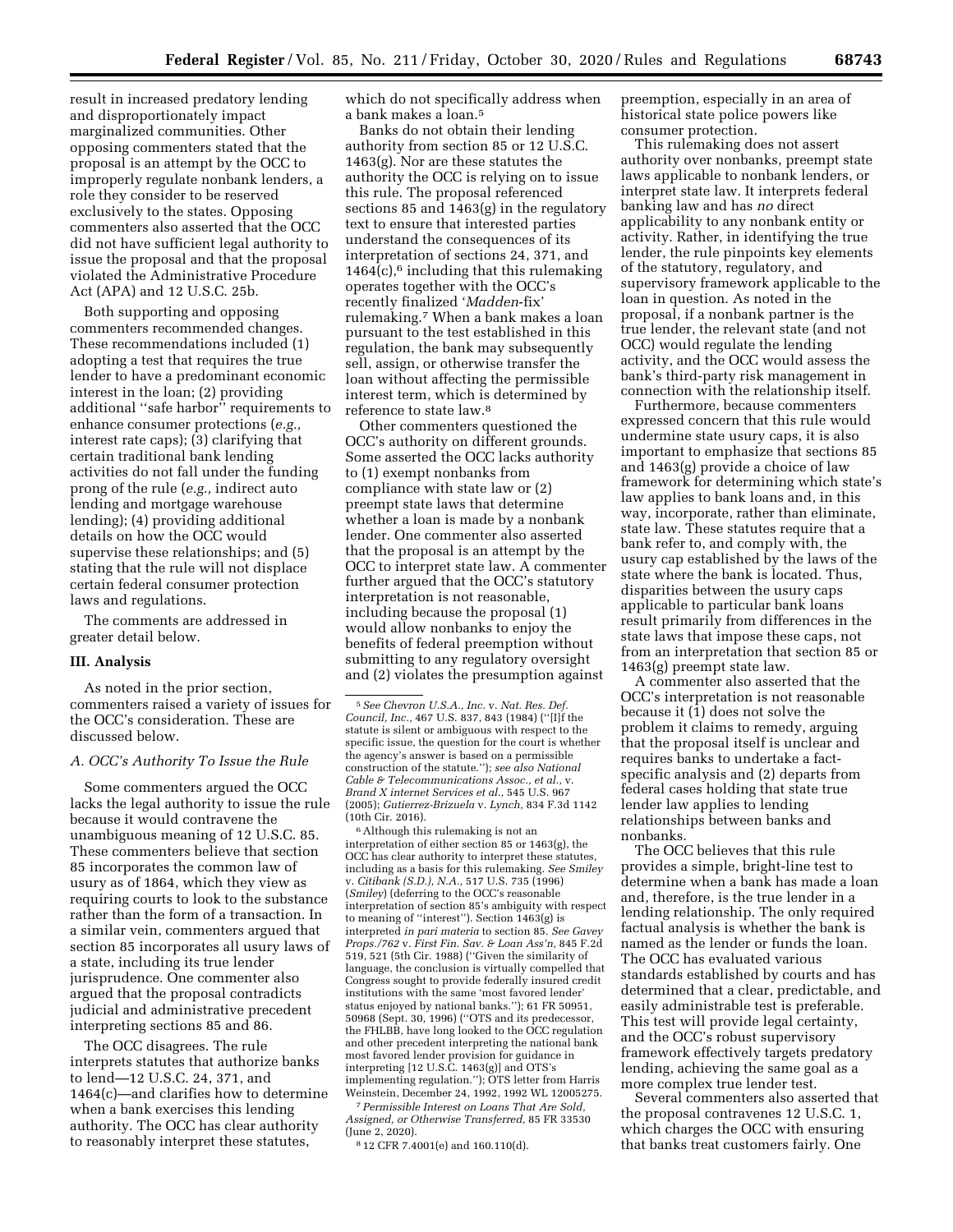result in increased predatory lending and disproportionately impact marginalized communities. Other opposing commenters stated that the proposal is an attempt by the OCC to improperly regulate nonbank lenders, a role they consider to be reserved exclusively to the states. Opposing commenters also asserted that the OCC did not have sufficient legal authority to issue the proposal and that the proposal violated the Administrative Procedure Act (APA) and 12 U.S.C. 25b.

Both supporting and opposing commenters recommended changes. These recommendations included (1) adopting a test that requires the true lender to have a predominant economic interest in the loan; (2) providing additional ''safe harbor'' requirements to enhance consumer protections (*e.g.,* interest rate caps); (3) clarifying that certain traditional bank lending activities do not fall under the funding prong of the rule (*e.g.,* indirect auto lending and mortgage warehouse lending); (4) providing additional details on how the OCC would supervise these relationships; and (5) stating that the rule will not displace certain federal consumer protection laws and regulations.

The comments are addressed in greater detail below.

## III. Analysis

As noted in the prior section, commenters raised a variety of issues for the OCC's consideration. These are discussed below.

### *A. OCC's Authority To Issue the Rule*

Some commenters argued the OCC lacks the legal authority to issue the rule because it would contravene the unambiguous meaning of 12 U.S.C. 85. These commenters believe that section 85 incorporates the common law of usury as of 1864, which they view as requiring courts to look to the substance rather than the form of a transaction. In a similar vein, commenters argued that section 85 incorporates all usury laws of a state, including its true lender jurisprudence. One commenter also argued that the proposal contradicts judicial and administrative precedent interpreting sections 85 and 86.

The OCC disagrees. The rule interprets statutes that authorize banks to lend—12 U.S.C. 24, 371, and 1464(c)—and clarifies how to determine when a bank exercises this lending authority. The OCC has clear authority to reasonably interpret these statutes, which do not specifically address when a bank makes a loan.[5]

Banks do not obtain their lending authority from section 85 or 12 U.S.C. 1463(g). Nor are these statutes the authority the OCC is relying on to issue this rule. The proposal referenced sections 85 and 1463(g) in the regulatory text to ensure that interested parties understand the consequences of its interpretation of sections 24, 371, and 1464(c),[6] including that this rulemaking operates together with the OCC's recently finalized '*Madden*-fix' rulemaking.[7] When a bank makes a loan pursuant to the test established in this regulation, the bank may subsequently sell, assign, or otherwise transfer the loan without affecting the permissible interest term, which is determined by reference to state law.[8]

Other commenters questioned the OCC's authority on different grounds. Some asserted the OCC lacks authority to (1) exempt nonbanks from compliance with state law or (2) preempt state laws that determine whether a loan is made by a nonbank lender. One commenter also asserted that the proposal is an attempt by the OCC to interpret state law. A commenter further argued that the OCC's statutory interpretation is not reasonable, including because the proposal (1) would allow nonbanks to enjoy the benefits of federal preemption without submitting to any regulatory oversight and (2) violates the presumption against preemption, especially in an area of historical state police powers like consumer protection.

This rulemaking does not assert authority over nonbanks, preempt state laws applicable to nonbank lenders, or interpret state law. It interprets federal banking law and has *no* direct applicability to any nonbank entity or activity. Rather, in identifying the true lender, the rule pinpoints key elements of the statutory, regulatory, and supervisory framework applicable to the loan in question. As noted in the proposal, if a nonbank partner is the true lender, the relevant state (and not OCC) would regulate the lending activity, and the OCC would assess the bank's third-party risk management in connection with the relationship itself.

Furthermore, because commenters expressed concern that this rule would undermine state usury caps, it is also important to emphasize that sections 85 and 1463(g) provide a choice of law framework for determining which state's law applies to bank loans and, in this way, incorporate, rather than eliminate, state law. These statutes require that a bank refer to, and comply with, the usury cap established by the laws of the state where the bank is located. Thus, disparities between the usury caps applicable to particular bank loans result primarily from differences in the state laws that impose these caps, not from an interpretation that section 85 or 1463(g) preempt state law.

A commenter also asserted that the OCC's interpretation is not reasonable because it (1) does not solve the problem it claims to remedy, arguing that the proposal itself is unclear and requires banks to undertake a fact-specific analysis and (2) departs from federal cases holding that state true lender law applies to lending relationships between banks and nonbanks.

The OCC believes that this rule provides a simple, bright-line test to determine when a bank has made a loan and, therefore, is the true lender in a lending relationship. The only required factual analysis is whether the bank is named as the lender or funds the loan. The OCC has evaluated various standards established by courts and has determined that a clear, predictable, and easily administrable test is preferable. This test will provide legal certainty, and the OCC's robust supervisory framework effectively targets predatory lending, achieving the same goal as a more complex true lender test.

Several commenters also asserted that the proposal contravenes 12 U.S.C. 1, which charges the OCC with ensuring that banks treat customers fairly. One

---

[5] *See Chevron U.S.A., Inc.* v. *Nat. Res. Def. Council, Inc.,* 467 U.S. 837, 843 (1984) (''[I]f the statute is silent or ambiguous with respect to the specific issue, the question for the court is whether the agency's answer is based on a permissible construction of the statute.''); *see also National Cable & Telecommunications Assoc., et al.,* v. *Brand X internet Services et al.,* 545 U.S. 967 (2005); *Gutierrez-Brizuela* v. *Lynch,* 834 F.3d 1142 (10th Cir. 2016).

[6] Although this rulemaking is not an interpretation of either section 85 or 1463(g), the OCC has clear authority to interpret these statutes, including as a basis for this rulemaking. *See Smiley* v. *Citibank (S.D.), N.A.,* 517 U.S. 735 (1996) (*Smiley*) (deferring to the OCC's reasonable interpretation of section 85's ambiguity with respect to meaning of ''interest''). Section 1463(g) is interpreted *in pari materia* to section 85. *See Gavey Props./762* v. *First Fin. Sav. & Loan Ass'n,* 845 F.2d 519, 521 (5th Cir. 1988) (''Given the similarity of language, the conclusion is virtually compelled that Congress sought to provide federally insured credit institutions with the same 'most favored lender' status enjoyed by national banks.''); 61 FR 50951, 50968 (Sept. 30, 1996) (''OTS and its predecessor, the FHLBB, have long looked to the OCC regulation and other precedent interpreting the national bank most favored lender provision for guidance in interpreting [12 U.S.C. 1463(g)] and OTS's implementing regulation.''); OTS letter from Harris Weinstein, December 24, 1992, 1992 WL 12005275.

[7] *Permissible Interest on Loans That Are Sold, Assigned, or Otherwise Transferred,* 85 FR 33530 (June 2, 2020).

[8] 12 CFR 7.4001(e) and 160.110(d).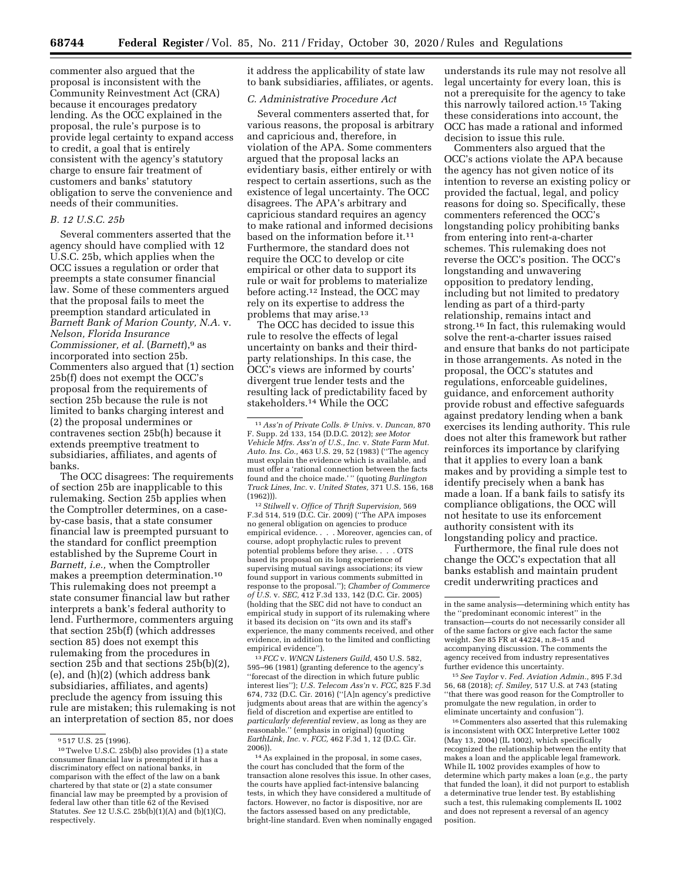commenter also argued that the proposal is inconsistent with the Community Reinvestment Act (CRA) because it encourages predatory lending. As the OCC explained in the proposal, the rule's purpose is to provide legal certainty to expand access to credit, a goal that is entirely consistent with the agency's statutory charge to ensure fair treatment of customers and banks' statutory obligation to serve the convenience and needs of their communities.

### B. 12 U.S.C. 25b

Several commenters asserted that the agency should have complied with 12 U.S.C. 25b, which applies when the OCC issues a regulation or order that preempts a state consumer financial law. Some of these commenters argued that the proposal fails to meet the preemption standard articulated in *Barnett Bank of Marion County, N.A.* v. *Nelson, Florida Insurance Commissioner, et al.* (*Barnett*),[9] as incorporated into section 25b. Commenters also argued that (1) section 25b(f) does not exempt the OCC's proposal from the requirements of section 25b because the rule is not limited to banks charging interest and (2) the proposal undermines or contravenes section 25b(h) because it extends preemptive treatment to subsidiaries, affiliates, and agents of banks.

The OCC disagrees: The requirements of section 25b are inapplicable to this rulemaking. Section 25b applies when the Comptroller determines, on a case-by-case basis, that a state consumer financial law is preempted pursuant to the standard for conflict preemption established by the Supreme Court in *Barnett, i.e.,* when the Comptroller makes a preemption determination.[10] This rulemaking does not preempt a state consumer financial law but rather interprets a bank's federal authority to lend. Furthermore, commenters arguing that section 25b(f) (which addresses section 85) does not exempt this rulemaking from the procedures in section 25b and that sections 25b(b)(2), (e), and (h)(2) (which address bank subsidiaries, affiliates, and agents) preclude the agency from issuing this rule are mistaken; this rulemaking is not an interpretation of section 85, nor does it address the applicability of state law to bank subsidiaries, affiliates, or agents.

### C. Administrative Procedure Act

Several commenters asserted that, for various reasons, the proposal is arbitrary and capricious and, therefore, in violation of the APA. Some commenters argued that the proposal lacks an evidentiary basis, either entirely or with respect to certain assertions, such as the existence of legal uncertainty. The OCC disagrees. The APA's arbitrary and capricious standard requires an agency to make rational and informed decisions based on the information before it.[11] Furthermore, the standard does not require the OCC to develop or cite empirical or other data to support its rule or wait for problems to materialize before acting.[12] Instead, the OCC may rely on its expertise to address the problems that may arise.[13]

The OCC has decided to issue this rule to resolve the effects of legal uncertainty on banks and their third-party relationships. In this case, the OCC's views are informed by courts' divergent true lender tests and the resulting lack of predictability faced by stakeholders.[14] While the OCC understands its rule may not resolve all legal uncertainty for every loan, this is not a prerequisite for the agency to take this narrowly tailored action.[15] Taking these considerations into account, the OCC has made a rational and informed decision to issue this rule.

Commenters also argued that the OCC's actions violate the APA because the agency has not given notice of its intention to reverse an existing policy or provided the factual, legal, and policy reasons for doing so. Specifically, these commenters referenced the OCC's longstanding policy prohibiting banks from entering into rent-a-charter schemes. This rulemaking does not reverse the OCC's position. The OCC's longstanding and unwavering opposition to predatory lending, including but not limited to predatory lending as part of a third-party relationship, remains intact and strong.[16] In fact, this rulemaking would solve the rent-a-charter issues raised and ensure that banks do not participate in those arrangements. As noted in the proposal, the OCC's statutes and regulations, enforceable guidelines, guidance, and enforcement authority provide robust and effective safeguards against predatory lending when a bank exercises its lending authority. This rule does not alter this framework but rather reinforces its importance by clarifying that it applies to every loan a bank makes and by providing a simple test to identify precisely when a bank has made a loan. If a bank fails to satisfy its compliance obligations, the OCC will not hesitate to use its enforcement authority consistent with its longstanding policy and practice.

Furthermore, the final rule does not change the OCC's expectation that all banks establish and maintain prudent credit underwriting practices and

---

[9] 517 U.S. 25 (1996).

[10] Twelve U.S.C. 25b(b) also provides (1) a state consumer financial law is preempted if it has a discriminatory effect on national banks, in comparison with the effect of the law on a bank chartered by that state or (2) a state consumer financial law may be preempted by a provision of federal law other than title 62 of the Revised Statutes. *See* 12 U.S.C. 25b(b)(1)(A) and (b)(1)(C), respectively.

[11] *Ass'n of Private Colls. & Univs.* v. *Duncan,* 870 F. Supp. 2d 133, 154 (D.D.C. 2012); *see Motor Vehicle Mfrs. Ass'n of U.S., Inc.* v. *State Farm Mut. Auto. Ins. Co.,* 463 U.S. 29, 52 (1983) (''The agency must explain the evidence which is available, and must offer a 'rational connection between the facts found and the choice made.' '' (quoting *Burlington Truck Lines, Inc.* v. *United States,* 371 U.S. 156, 168 (1962))).

[12] *Stilwell* v. *Office of Thrift Supervision,* 569 F.3d 514, 519 (D.C. Cir. 2009) (''The APA imposes no general obligation on agencies to produce empirical evidence. . . . Moreover, agencies can, of course, adopt prophylactic rules to prevent potential problems before they arise. . . . OTS based its proposal on its long experience of supervising mutual savings associations; its view found support in various comments submitted in response to the proposal.''); *Chamber of Commerce of U.S.* v. *SEC,* 412 F.3d 133, 142 (D.C. Cir. 2005) (holding that the SEC did not have to conduct an empirical study in support of its rulemaking where it based its decision on ''its own and its staff's experience, the many comments received, and other evidence, in addition to the limited and conflicting empirical evidence'').

[13] *FCC* v. *WNCN Listeners Guild,* 450 U.S. 582, 595–96 (1981) (granting deference to the agency's ''forecast of the direction in which future public interest lies''); *U.S. Telecom Ass'n* v. *FCC,* 825 F.3d 674, 732 (D.C. Cir. 2016) (''[A]n agency's predictive judgments about areas that are within the agency's field of discretion and expertise are entitled to *particularly deferential* review, as long as they are reasonable.'' (emphasis in original) (quoting *EarthLink, Inc.* v. *FCC,* 462 F.3d 1, 12 (D.C. Cir. 2006)).

[14] As explained in the proposal, in some cases, the court has concluded that the form of the transaction alone resolves this issue. In other cases, the courts have applied fact-intensive balancing tests, in which they have considered a multitude of factors. However, no factor is dispositive, nor are the factors assessed based on any predictable, bright-line standard. Even when nominally engaged in the same analysis—determining which entity has the ''predominant economic interest'' in the transaction—courts do not necessarily consider all of the same factors or give each factor the same weight. *See* 85 FR at 44224, n.8–15 and accompanying discussion. The comments the agency received from industry representatives further evidence this uncertainty.

[15] *See Taylor* v. *Fed. Aviation Admin.,* 895 F.3d 56, 68 (2018); *cf. Smiley,* 517 U.S. at 743 (stating ''that there was good reason for the Comptroller to promulgate the new regulation, in order to eliminate uncertainty and confusion'').

[16] Commenters also asserted that this rulemaking is inconsistent with OCC Interpretive Letter 1002 (May 13, 2004) (IL 1002), which specifically recognized the relationship between the entity that makes a loan and the applicable legal framework. While IL 1002 provides examples of how to determine which party makes a loan (*e.g.,* the party that funded the loan), it did not purport to establish a determinative true lender test. By establishing such a test, this rulemaking complements IL 1002 and does not represent a reversal of an agency position.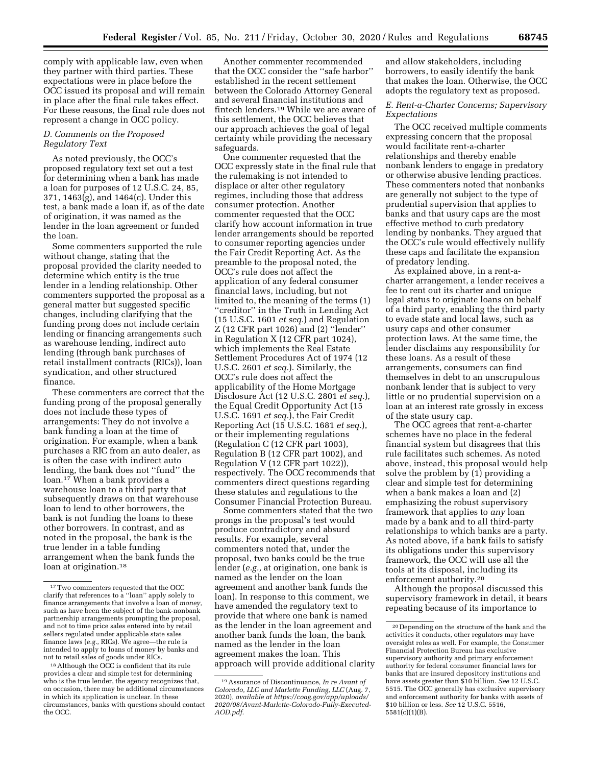comply with applicable law, even when they partner with third parties. These expectations were in place before the OCC issued its proposal and will remain in place after the final rule takes effect. For these reasons, the final rule does not represent a change in OCC policy.

### *D. Comments on the Proposed Regulatory Text*

As noted previously, the OCC's proposed regulatory text set out a test for determining when a bank has made a loan for purposes of 12 U.S.C. 24, 85, 371, 1463(g), and 1464(c). Under this test, a bank made a loan if, as of the date of origination, it was named as the lender in the loan agreement or funded the loan.

Some commenters supported the rule without change, stating that the proposal provided the clarity needed to determine which entity is the true lender in a lending relationship. Other commenters supported the proposal as a general matter but suggested specific changes, including clarifying that the funding prong does not include certain lending or financing arrangements such as warehouse lending, indirect auto lending (through bank purchases of retail installment contracts (RICs)), loan syndication, and other structured finance.

These commenters are correct that the funding prong of the proposal generally does not include these types of arrangements: They do not involve a bank funding a loan at the time of origination. For example, when a bank purchases a RIC from an auto dealer, as is often the case with indirect auto lending, the bank does not ''fund'' the loan.[17] When a bank provides a warehouse loan to a third party that subsequently draws on that warehouse loan to lend to other borrowers, the bank is not funding the loans to these other borrowers. In contrast, and as noted in the proposal, the bank is the true lender in a table funding arrangement when the bank funds the loan at origination.[18]

Another commenter recommended that the OCC consider the ''safe harbor'' established in the recent settlement between the Colorado Attorney General and several financial institutions and fintech lenders.[19] While we are aware of this settlement, the OCC believes that our approach achieves the goal of legal certainty while providing the necessary safeguards.

One commenter requested that the OCC expressly state in the final rule that the rulemaking is not intended to displace or alter other regulatory regimes, including those that address consumer protection. Another commenter requested that the OCC clarify how account information in true lender arrangements should be reported to consumer reporting agencies under the Fair Credit Reporting Act. As the preamble to the proposal noted, the OCC's rule does not affect the application of any federal consumer financial laws, including, but not limited to, the meaning of the terms (1) ''creditor'' in the Truth in Lending Act (15 U.S.C. 1601 *et seq.*) and Regulation Z (12 CFR part 1026) and (2) ''lender'' in Regulation X (12 CFR part 1024), which implements the Real Estate Settlement Procedures Act of 1974 (12 U.S.C. 2601 *et seq.*). Similarly, the OCC's rule does not affect the applicability of the Home Mortgage Disclosure Act (12 U.S.C. 2801 *et seq.*), the Equal Credit Opportunity Act (15 U.S.C. 1691 *et seq.*), the Fair Credit Reporting Act (15 U.S.C. 1681 *et seq.*), or their implementing regulations (Regulation C (12 CFR part 1003), Regulation B (12 CFR part 1002), and Regulation V (12 CFR part 1022)), respectively. The OCC recommends that commenters direct questions regarding these statutes and regulations to the Consumer Financial Protection Bureau.

Some commenters stated that the two prongs in the proposal's test would produce contradictory and absurd results. For example, several commenters noted that, under the proposal, two banks could be the true lender (*e.g.,* at origination, one bank is named as the lender on the loan agreement and another bank funds the loan). In response to this comment, we have amended the regulatory text to provide that where one bank is named as the lender in the loan agreement and another bank funds the loan, the bank named as the lender in the loan agreement makes the loan. This approach will provide additional clarity and allow stakeholders, including borrowers, to easily identify the bank that makes the loan. Otherwise, the OCC adopts the regulatory text as proposed.

### *E. Rent-a-Charter Concerns; Supervisory Expectations*

The OCC received multiple comments expressing concern that the proposal would facilitate rent-a-charter relationships and thereby enable nonbank lenders to engage in predatory or otherwise abusive lending practices. These commenters noted that nonbanks are generally not subject to the type of prudential supervision that applies to banks and that usury caps are the most effective method to curb predatory lending by nonbanks. They argued that the OCC's rule would effectively nullify these caps and facilitate the expansion of predatory lending.

As explained above, in a rent-a-charter arrangement, a lender receives a fee to rent out its charter and unique legal status to originate loans on behalf of a third party, enabling the third party to evade state and local laws, such as usury caps and other consumer protection laws. At the same time, the lender disclaims any responsibility for these loans. As a result of these arrangements, consumers can find themselves in debt to an unscrupulous nonbank lender that is subject to very little or no prudential supervision on a loan at an interest rate grossly in excess of the state usury cap.

The OCC agrees that rent-a-charter schemes have no place in the federal financial system but disagrees that this rule facilitates such schemes. As noted above, instead, this proposal would help solve the problem by (1) providing a clear and simple test for determining when a bank makes a loan and (2) emphasizing the robust supervisory framework that applies to *any* loan made by a bank and to all third-party relationships to which banks are a party. As noted above, if a bank fails to satisfy its obligations under this supervisory framework, the OCC will use all the tools at its disposal, including its enforcement authority.[20]

Although the proposal discussed this supervisory framework in detail, it bears repeating because of its importance to

---

[17] Two commenters requested that the OCC clarify that references to a ''loan'' apply solely to finance arrangements that involve a loan of *money,* such as have been the subject of the bank-nonbank partnership arrangements prompting the proposal, and not to time price sales entered into by retail sellers regulated under applicable state sales finance laws (*e.g.,* RICs). We agree—the rule is intended to apply to loans of money by banks and not to retail sales of goods under RICs.

[18] Although the OCC is confident that its rule provides a clear and simple test for determining who is the true lender, the agency recognizes that, on occasion, there may be additional circumstances in which its application is unclear. In these circumstances, banks with questions should contact the OCC.

[19] Assurance of Discontinuance, *In re Avant of Colorado, LLC and Marlette Funding, LLC* (Aug. 7, 2020), *available at https://coag.gov/app/uploads/2020/08/Avant-Marlette-Colorado-Fully-Executed-AOD.pdf.*

[20] Depending on the structure of the bank and the activities it conducts, other regulators may have oversight roles as well. For example, the Consumer Financial Protection Bureau has exclusive supervisory authority and primary enforcement authority for federal consumer financial laws for banks that are insured depository institutions and have assets greater than $10 billion. *See* 12 U.S.C. 5515. The OCC generally has exclusive supervisory and enforcement authority for banks with assets of $10 billion or less. *See* 12 U.S.C. 5516, 5581(c)(1)(B).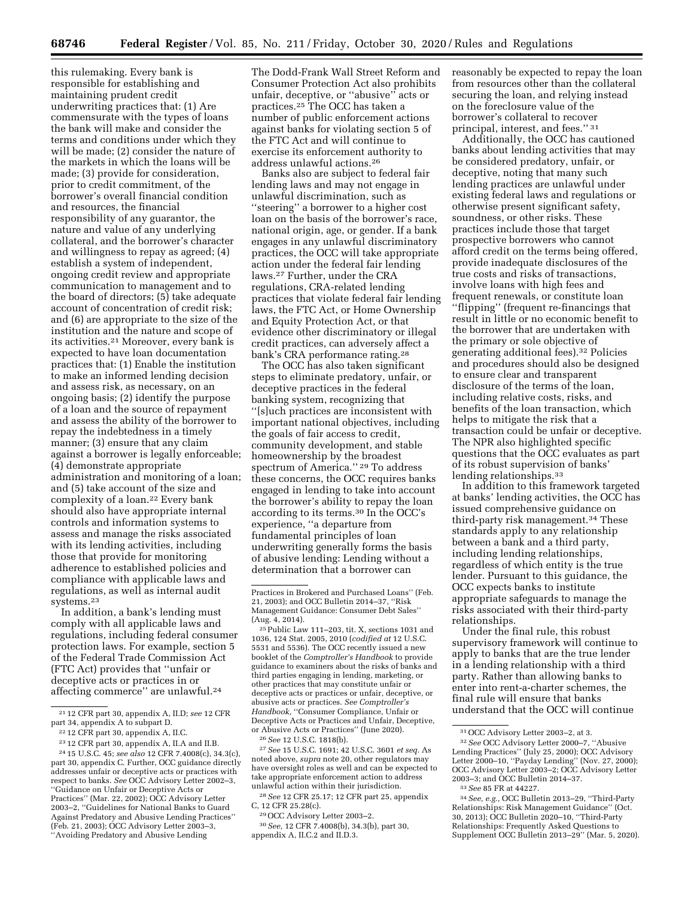this rulemaking. Every bank is responsible for establishing and maintaining prudent credit underwriting practices that: (1) Are commensurate with the types of loans the bank will make and consider the terms and conditions under which they will be made; (2) consider the nature of the markets in which the loans will be made; (3) provide for consideration, prior to credit commitment, of the borrower's overall financial condition and resources, the financial responsibility of any guarantor, the nature and value of any underlying collateral, and the borrower's character and willingness to repay as agreed; (4) establish a system of independent, ongoing credit review and appropriate communication to management and to the board of directors; (5) take adequate account of concentration of credit risk; and (6) are appropriate to the size of the institution and the nature and scope of its activities.[21] Moreover, every bank is expected to have loan documentation practices that: (1) Enable the institution to make an informed lending decision and assess risk, as necessary, on an ongoing basis; (2) identify the purpose of a loan and the source of repayment and assess the ability of the borrower to repay the indebtedness in a timely manner; (3) ensure that any claim against a borrower is legally enforceable; (4) demonstrate appropriate administration and monitoring of a loan; and (5) take account of the size and complexity of a loan.[22] Every bank should also have appropriate internal controls and information systems to assess and manage the risks associated with its lending activities, including those that provide for monitoring adherence to established policies and compliance with applicable laws and regulations, as well as internal audit systems.[23]

In addition, a bank's lending must comply with all applicable laws and regulations, including federal consumer protection laws. For example, section 5 of the Federal Trade Commission Act (FTC Act) provides that ''unfair or deceptive acts or practices in or affecting commerce'' are unlawful.[24] The Dodd-Frank Wall Street Reform and Consumer Protection Act also prohibits unfair, deceptive, or ''abusive'' acts or practices.[25] The OCC has taken a number of public enforcement actions against banks for violating section 5 of the FTC Act and will continue to exercise its enforcement authority to address unlawful actions.[26]

Banks also are subject to federal fair lending laws and may not engage in unlawful discrimination, such as ''steering'' a borrower to a higher cost loan on the basis of the borrower's race, national origin, age, or gender. If a bank engages in any unlawful discriminatory practices, the OCC will take appropriate action under the federal fair lending laws.[27] Further, under the CRA regulations, CRA-related lending practices that violate federal fair lending laws, the FTC Act, or Home Ownership and Equity Protection Act, or that evidence other discriminatory or illegal credit practices, can adversely affect a bank's CRA performance rating.[28]

The OCC has also taken significant steps to eliminate predatory, unfair, or deceptive practices in the federal banking system, recognizing that ''[s]uch practices are inconsistent with important national objectives, including the goals of fair access to credit, community development, and stable homeownership by the broadest spectrum of America.'' [29] To address these concerns, the OCC requires banks engaged in lending to take into account the borrower's ability to repay the loan according to its terms.[30] In the OCC's experience, ''a departure from fundamental principles of loan underwriting generally forms the basis of abusive lending: Lending without a determination that a borrower can reasonably be expected to repay the loan from resources other than the collateral securing the loan, and relying instead on the foreclosure value of the borrower's collateral to recover principal, interest, and fees.'' [31]

Additionally, the OCC has cautioned banks about lending activities that may be considered predatory, unfair, or deceptive, noting that many such lending practices are unlawful under existing federal laws and regulations or otherwise present significant safety, soundness, or other risks. These practices include those that target prospective borrowers who cannot afford credit on the terms being offered, provide inadequate disclosures of the true costs and risks of transactions, involve loans with high fees and frequent renewals, or constitute loan ''flipping'' (frequent re-financings that result in little or no economic benefit to the borrower that are undertaken with the primary or sole objective of generating additional fees).[32] Policies and procedures should also be designed to ensure clear and transparent disclosure of the terms of the loan, including relative costs, risks, and benefits of the loan transaction, which helps to mitigate the risk that a transaction could be unfair or deceptive. The NPR also highlighted specific questions that the OCC evaluates as part of its robust supervision of banks' lending relationships.[33]

In addition to this framework targeted at banks' lending activities, the OCC has issued comprehensive guidance on third-party risk management.[34] These standards apply to any relationship between a bank and a third party, including lending relationships, regardless of which entity is the true lender. Pursuant to this guidance, the OCC expects banks to institute appropriate safeguards to manage the risks associated with their third-party relationships.

Under the final rule, this robust supervisory framework will continue to apply to banks that are the true lender in a lending relationship with a third party. Rather than allowing banks to enter into rent-a-charter schemes, the final rule will ensure that banks understand that the OCC will continue

---

[21] 12 CFR part 30, appendix A, II.D; *see* 12 CFR part 34, appendix A to subpart D.

[22] 12 CFR part 30, appendix A, II.C.

[23] 12 CFR part 30, appendix A, II.A and II.B.

[24] 15 U.S.C. 45; *see also* 12 CFR 7.4008(c), 34.3(c), part 30, appendix C. Further, OCC guidance directly addresses unfair or deceptive acts or practices with respect to banks. *See* OCC Advisory Letter 2002–3, ''Guidance on Unfair or Deceptive Acts or Practices'' (Mar. 22, 2002); OCC Advisory Letter 2003–2, ''Guidelines for National Banks to Guard Against Predatory and Abusive Lending Practices'' (Feb. 21, 2003); OCC Advisory Letter 2003–3, ''Avoiding Predatory and Abusive Lending Practices in Brokered and Purchased Loans'' (Feb. 21, 2003); and OCC Bulletin 2014–37, ''Risk Management Guidance: Consumer Debt Sales'' (Aug. 4, 2014).

[25] Public Law 111–203, tit. X, sections 1031 and 1036, 124 Stat. 2005, 2010 (*codified at* 12 U.S.C. 5531 and 5536). The OCC recently issued a new booklet of the *Comptroller's Handbook* to provide guidance to examiners about the risks of banks and third parties engaging in lending, marketing, or other practices that may constitute unfair or deceptive acts or practices or unfair, deceptive, or abusive acts or practices. *See Comptroller's Handbook,* ''Consumer Compliance, Unfair or Deceptive Acts or Practices and Unfair, Deceptive, or Abusive Acts or Practices'' (June 2020).

[26] *See* 12 U.S.C. 1818(b).

[27] *See* 15 U.S.C. 1691; 42 U.S.C. 3601 *et seq.* As noted above, *supra* note 20, other regulators may have oversight roles as well and can be expected to take appropriate enforcement action to address unlawful action within their jurisdiction.

[28] *See* 12 CFR 25.17; 12 CFR part 25, appendix C, 12 CFR 25.28(c).

[29] OCC Advisory Letter 2003–2.

[30] *See,* 12 CFR 7.4008(b), 34.3(b), part 30, appendix A, II.C.2 and II.D.3.

[31] OCC Advisory Letter 2003–2, at 3.

[32] *See* OCC Advisory Letter 2000–7, ''Abusive Lending Practices'' (July 25, 2000); OCC Advisory Letter 2000–10, ''Payday Lending'' (Nov. 27, 2000); OCC Advisory Letter 2003–2; OCC Advisory Letter 2003–3; and OCC Bulletin 2014–37.

[33] *See* 85 FR at 44227.

[34] *See, e.g.,* OCC Bulletin 2013–29, ''Third-Party Relationships: Risk Management Guidance'' (Oct. 30, 2013); OCC Bulletin 2020–10, ''Third-Party Relationships: Frequently Asked Questions to Supplement OCC Bulletin 2013–29'' (Mar. 5, 2020).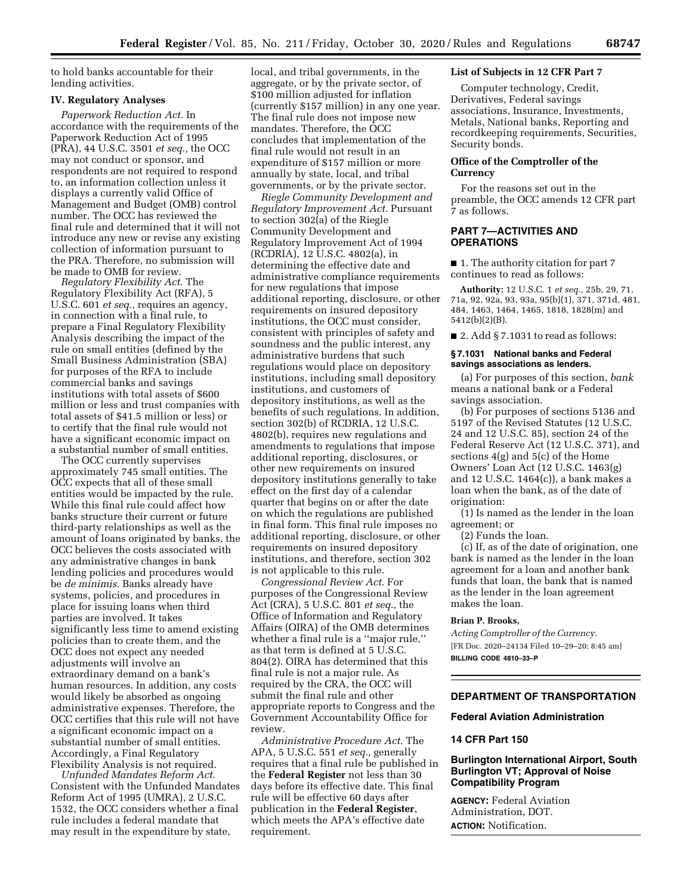to hold banks accountable for their lending activities.

### IV. Regulatory Analyses

*Paperwork Reduction Act.* In accordance with the requirements of the Paperwork Reduction Act of 1995 (PRA), 44 U.S.C. 3501 *et seq.,* the OCC may not conduct or sponsor, and respondents are not required to respond to, an information collection unless it displays a currently valid Office of Management and Budget (OMB) control number. The OCC has reviewed the final rule and determined that it will not introduce any new or revise any existing collection of information pursuant to the PRA. Therefore, no submission will be made to OMB for review.

*Regulatory Flexibility Act.* The Regulatory Flexibility Act (RFA), 5 U.S.C. 601 *et seq.,* requires an agency, in connection with a final rule, to prepare a Final Regulatory Flexibility Analysis describing the impact of the rule on small entities (defined by the Small Business Administration (SBA) for purposes of the RFA to include commercial banks and savings institutions with total assets of $600 million or less and trust companies with total assets of $41.5 million or less) or to certify that the final rule would not have a significant economic impact on a substantial number of small entities.

The OCC currently supervises approximately 745 small entities. The OCC expects that all of these small entities would be impacted by the rule. While this final rule could affect how banks structure their current or future third-party relationships as well as the amount of loans originated by banks, the OCC believes the costs associated with any administrative changes in bank lending policies and procedures would be *de minimis.* Banks already have systems, policies, and procedures in place for issuing loans when third parties are involved. It takes significantly less time to amend existing policies than to create them, and the OCC does not expect any needed adjustments will involve an extraordinary demand on a bank's human resources. In addition, any costs would likely be absorbed as ongoing administrative expenses. Therefore, the OCC certifies that this rule will not have a significant economic impact on a substantial number of small entities. Accordingly, a Final Regulatory Flexibility Analysis is not required.

*Unfunded Mandates Reform Act.* Consistent with the Unfunded Mandates Reform Act of 1995 (UMRA), 2 U.S.C. 1532, the OCC considers whether a final rule includes a federal mandate that may result in the expenditure by state, local, and tribal governments, in the aggregate, or by the private sector, of $100 million adjusted for inflation (currently $157 million) in any one year. The final rule does not impose new mandates. Therefore, the OCC concludes that implementation of the final rule would not result in an expenditure of $157 million or more annually by state, local, and tribal governments, or by the private sector.

*Riegle Community Development and Regulatory Improvement Act.* Pursuant to section 302(a) of the Riegle Community Development and Regulatory Improvement Act of 1994 (RCDRIA), 12 U.S.C. 4802(a), in determining the effective date and administrative compliance requirements for new regulations that impose additional reporting, disclosure, or other requirements on insured depository institutions, the OCC must consider, consistent with principles of safety and soundness and the public interest, any administrative burdens that such regulations would place on depository institutions, including small depository institutions, and customers of depository institutions, as well as the benefits of such regulations. In addition, section 302(b) of RCDRIA, 12 U.S.C. 4802(b), requires new regulations and amendments to regulations that impose additional reporting, disclosures, or other new requirements on insured depository institutions generally to take effect on the first day of a calendar quarter that begins on or after the date on which the regulations are published in final form. This final rule imposes no additional reporting, disclosure, or other requirements on insured depository institutions, and therefore, section 302 is not applicable to this rule.

*Congressional Review Act.* For purposes of the Congressional Review Act (CRA), 5 U.S.C. 801 *et seq.,* the Office of Information and Regulatory Affairs (OIRA) of the OMB determines whether a final rule is a "major rule," as that term is defined at 5 U.S.C. 804(2). OIRA has determined that this final rule is not a major rule. As required by the CRA, the OCC will submit the final rule and other appropriate reports to Congress and the Government Accountability Office for review.

*Administrative Procedure Act.* The APA, 5 U.S.C. 551 *et seq.,* generally requires that a final rule be published in the **Federal Register** not less than 30 days before its effective date. This final rule will be effective 60 days after publication in the **Federal Register**, which meets the APA's effective date requirement.

**List of Subjects in 12 CFR Part 7**

Computer technology, Credit, Derivatives, Federal savings associations, Insurance, Investments, Metals, National banks, Reporting and recordkeeping requirements, Securities, Security bonds.

**Office of the Comptroller of the Currency**

For the reasons set out in the preamble, the OCC amends 12 CFR part 7 as follows.

## PART 7—ACTIVITIES AND OPERATIONS

■ 1. The authority citation for part 7 continues to read as follows:

**Authority:** 12 U.S.C. 1 *et seq.,* 25b, 29, 71, 71a, 92, 92a, 93, 93a, 95(b)(1), 371, 371d, 481, 484, 1463, 1464, 1465, 1818, 1828(m) and 5412(b)(2)(B).

■ 2. Add § 7.1031 to read as follows:

**§ 7.1031 National banks and Federal savings associations as lenders.**

(a) For purposes of this section, *bank* means a national bank or a Federal savings association.

(b) For purposes of sections 5136 and 5197 of the Revised Statutes (12 U.S.C. 24 and 12 U.S.C. 85), section 24 of the Federal Reserve Act (12 U.S.C. 371), and sections 4(g) and 5(c) of the Home Owners' Loan Act (12 U.S.C. 1463(g) and 12 U.S.C. 1464(c)), a bank makes a loan when the bank, as of the date of origination:

(1) Is named as the lender in the loan agreement; or

(2) Funds the loan.

(c) If, as of the date of origination, one bank is named as the lender in the loan agreement for a loan and another bank funds that loan, the bank that is named as the lender in the loan agreement makes the loan.

**Brian P. Brooks,**

*Acting Comptroller of the Currency.*

[FR Doc. 2020–24134 Filed 10–29–20; 8:45 am]

**BILLING CODE 4810–33–P**

---

## DEPARTMENT OF TRANSPORTATION

### Federal Aviation Administration

### 14 CFR Part 150

### Burlington International Airport, South Burlington VT; Approval of Noise Compatibility Program

**AGENCY:** Federal Aviation Administration, DOT.

**ACTION:** Notification.